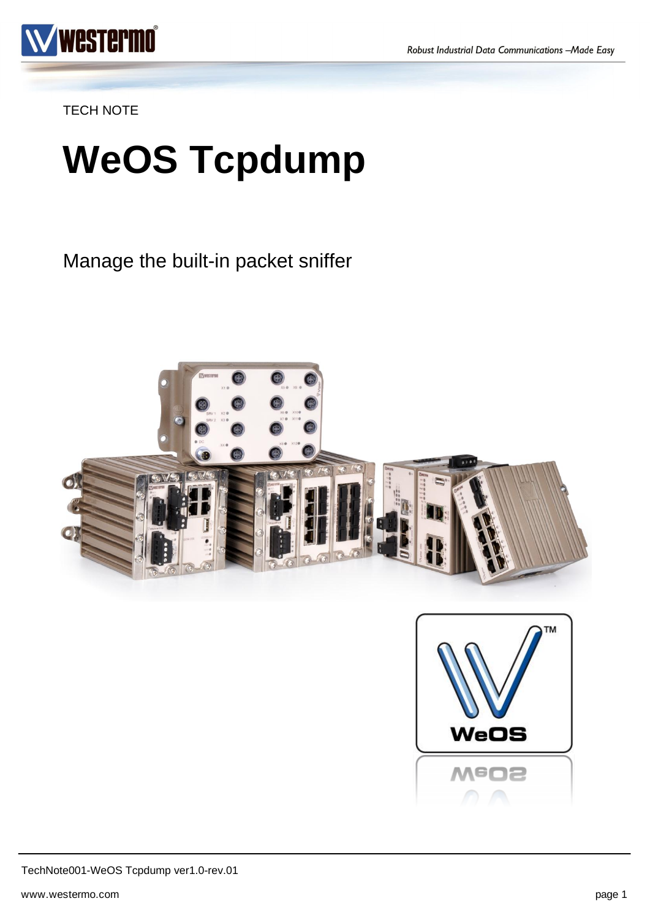TECH NOTE

# WeOS Tcpdump

Manage the built-in packet sniffer

TechNote001-WeOS Tcpdump ver1.0-rev.01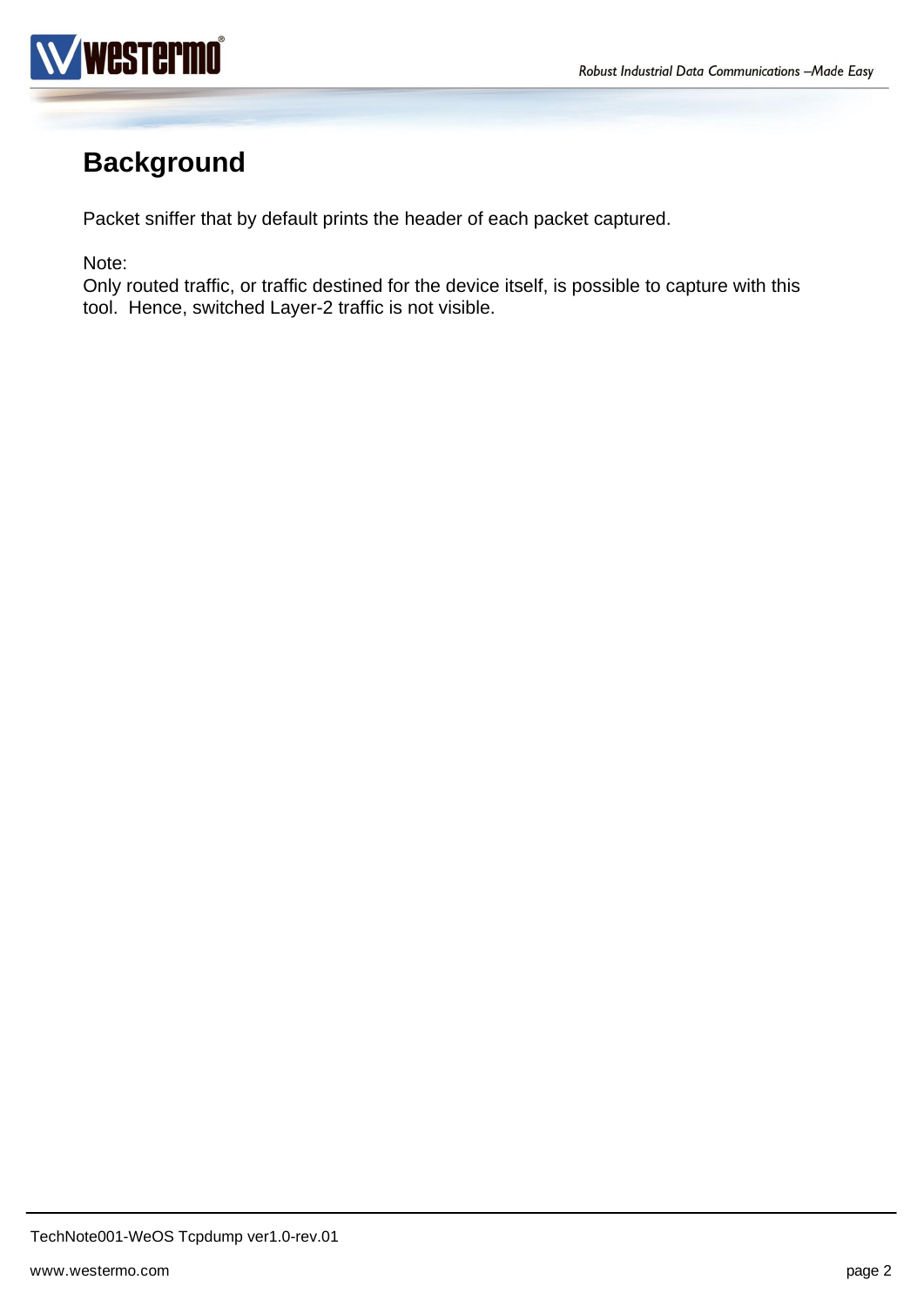# Background

Packet sniffer that by default prints the header of each packet captured.

Note:
Only routed traffic, or traffic destined for the device itself, is possible to capture with this tool.  Hence, switched Layer-2 traffic is not visible.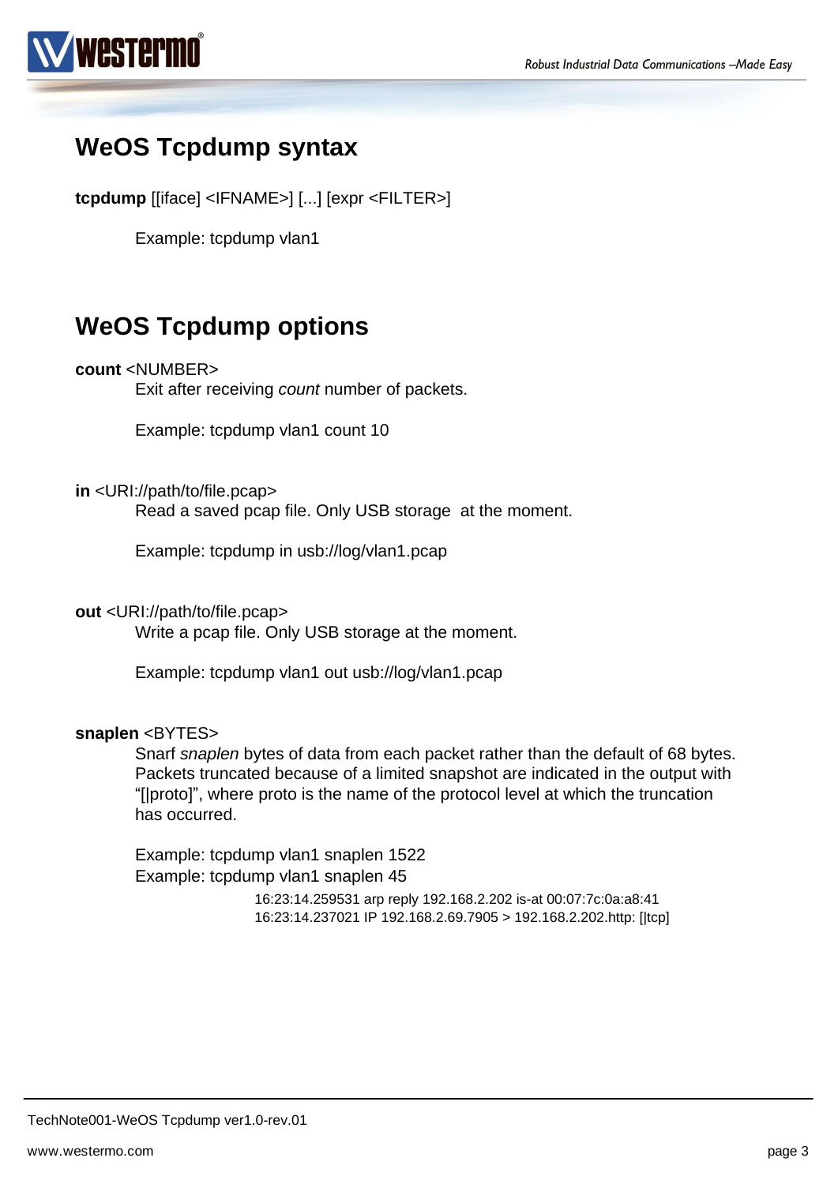## WeOS Tcpdump syntax

**tcpdump** [[iface] <IFNAME>] [...] [expr <FILTER>]

Example: tcpdump vlan1

## WeOS Tcpdump options

**count** <NUMBER>

Exit after receiving *count* number of packets.

Example: tcpdump vlan1 count 10

**in** <URI://path/to/file.pcap>

Read a saved pcap file. Only USB storage at the moment.

Example: tcpdump in usb://log/vlan1.pcap

**out** <URI://path/to/file.pcap>

Write a pcap file. Only USB storage at the moment.

Example: tcpdump vlan1 out usb://log/vlan1.pcap

**snaplen** <BYTES>

Snarf *snaplen* bytes of data from each packet rather than the default of 68 bytes. Packets truncated because of a limited snapshot are indicated in the output with "[|proto]", where proto is the name of the protocol level at which the truncation has occurred.

Example: tcpdump vlan1 snaplen 1522

Example: tcpdump vlan1 snaplen 45

```
16:23:14.259531 arp reply 192.168.2.202 is-at 00:07:7c:0a:a8:41
16:23:14.237021 IP 192.168.2.69.7905 > 192.168.2.202.http: [|tcp]
```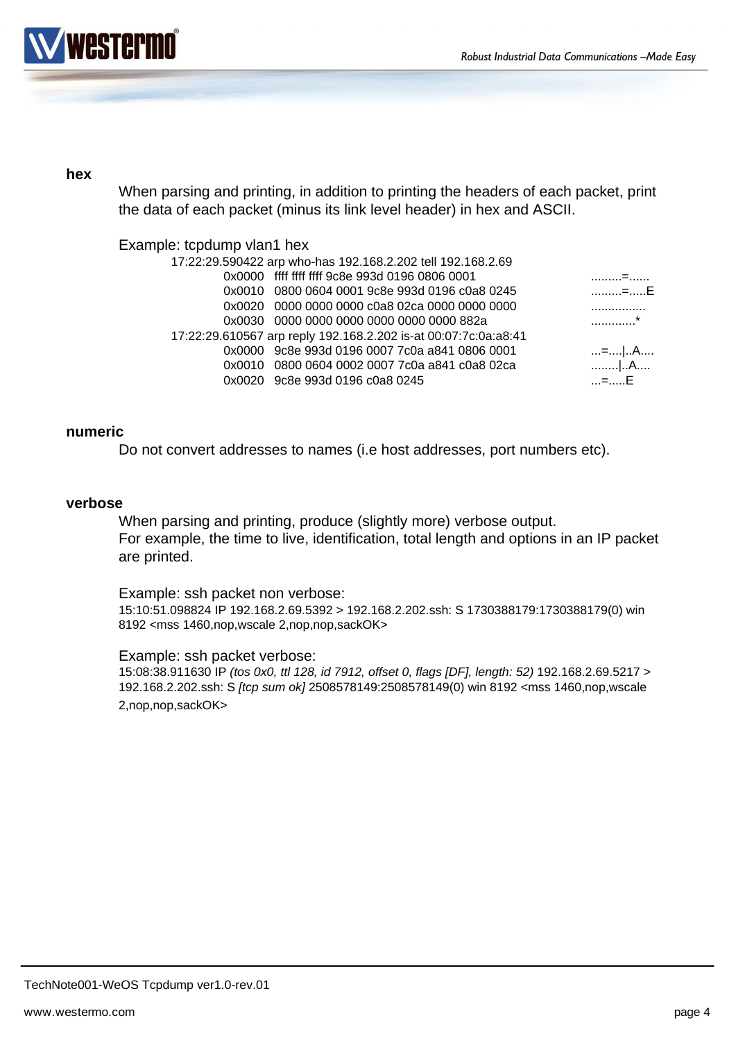**hex**

When parsing and printing, in addition to printing the headers of each packet, print the data of each packet (minus its link level header) in hex and ASCII.

Example: tcpdump vlan1 hex

```
17:22:29.590422 arp who-has 192.168.2.202 tell 192.168.2.69
        0x0000  ffff ffff ffff 9c8e 993d 0196 0806 0001         .........=......
        0x0010  0800 0604 0001 9c8e 993d 0196 c0a8 0245         .........=.....E
        0x0020  0000 0000 0000 c0a8 02ca 0000 0000 0000         ................
        0x0030  0000 0000 0000 0000 0000 0000 882a              ............*
17:22:29.610567 arp reply 192.168.2.202 is-at 00:07:7c:0a:a8:41
        0x0000  9c8e 993d 0196 0007 7c0a a841 0806 0001         ...=....|..A....
        0x0010  0800 0604 0002 0007 7c0a a841 c0a8 02ca         ........|..A....
        0x0020  9c8e 993d 0196 c0a8 0245                        ...=.....E
```

**numeric**

Do not convert addresses to names (i.e host addresses, port numbers etc).

**verbose**

When parsing and printing, produce (slightly more) verbose output.
For example, the time to live, identification, total length and options in an IP packet are printed.

Example: ssh packet non verbose:

15:10:51.098824 IP 192.168.2.69.5392 > 192.168.2.202.ssh: S 1730388179:1730388179(0) win 8192 <mss 1460,nop,wscale 2,nop,nop,sackOK>

Example: ssh packet verbose:

15:08:38.911630 IP *(tos 0x0, ttl 128, id 7912, offset 0, flags [DF], length: 52)* 192.168.2.69.5217 > 192.168.2.202.ssh: S *[tcp sum ok]* 2508578149:2508578149(0) win 8192 <mss 1460,nop,wscale 2,nop,nop,sackOK>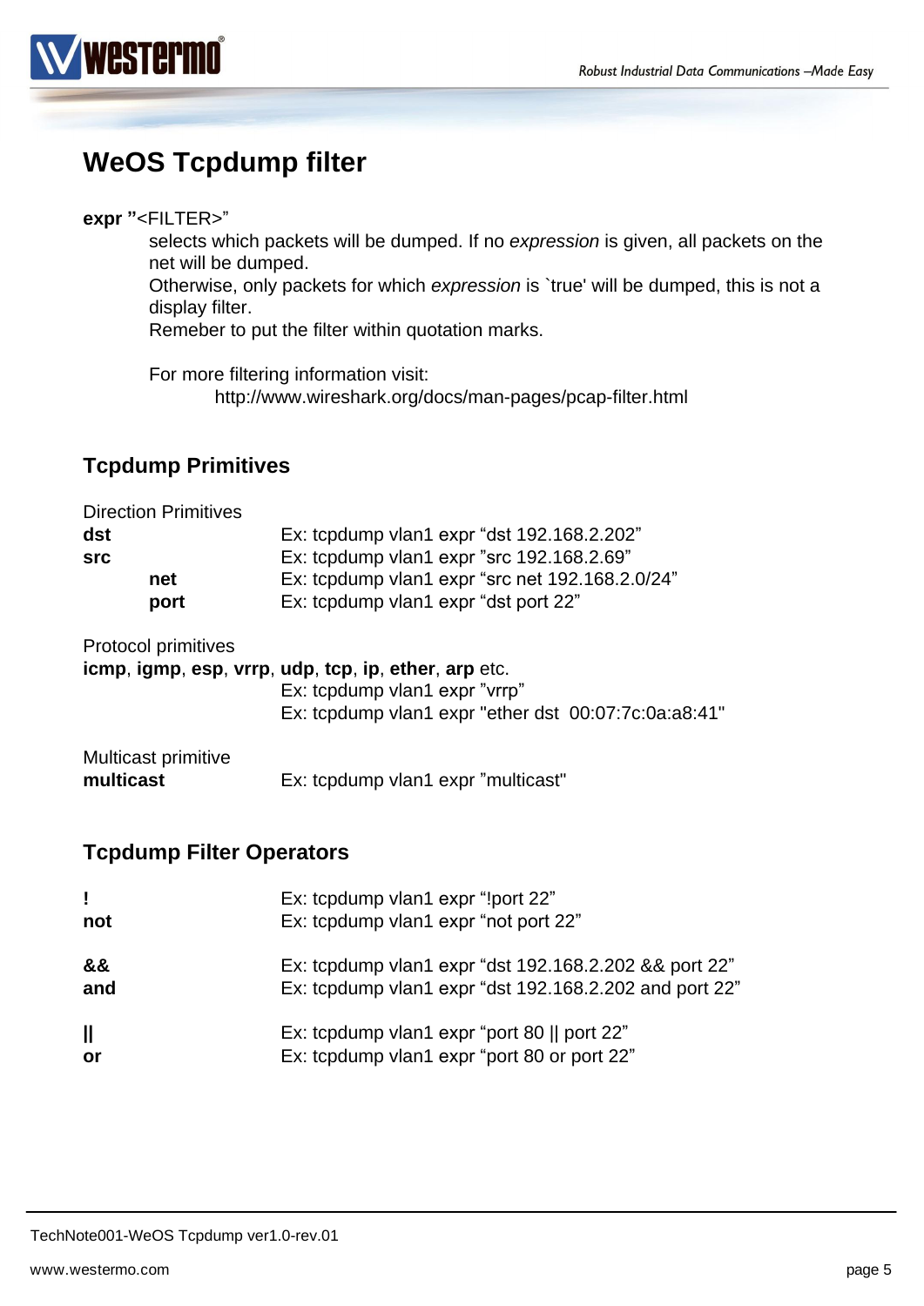# WeOS Tcpdump filter

**expr "**<FILTER>"

> selects which packets will be dumped. If no *expression* is given, all packets on the net will be dumped.
> Otherwise, only packets for which *expression* is `true' will be dumped, this is not a display filter.
> Remeber to put the filter within quotation marks.
>
> For more filtering information visit:
> http://www.wireshark.org/docs/man-pages/pcap-filter.html

## Tcpdump Primitives

Direction Primitives

| | |
|---|---|
| **dst** | Ex: tcpdump vlan1 expr “dst 192.168.2.202” |
| **src** | Ex: tcpdump vlan1 expr “src 192.168.2.69” |
| **net** | Ex: tcpdump vlan1 expr “src net 192.168.2.0/24” |
| **port** | Ex: tcpdump vlan1 expr “dst port 22” |

Protocol primitives

**icmp**, **igmp**, **esp**, **vrrp**, **udp**, **tcp**, **ip**, **ether**, **arp** etc.

Ex: tcpdump vlan1 expr ”vrrp”
Ex: tcpdump vlan1 expr "ether dst 00:07:7c:0a:a8:41"

Multicast primitive

| | |
|---|---|
| **multicast** | Ex: tcpdump vlan1 expr ”multicast" |

## Tcpdump Filter Operators

| | |
|---|---|
| **!** | Ex: tcpdump vlan1 expr “!port 22” |
| **not** | Ex: tcpdump vlan1 expr “not port 22” |
| **&&** | Ex: tcpdump vlan1 expr “dst 192.168.2.202 && port 22” |
| **and** | Ex: tcpdump vlan1 expr “dst 192.168.2.202 and port 22” |
| **\|\|** | Ex: tcpdump vlan1 expr “port 80 \|\| port 22” |
| **or** | Ex: tcpdump vlan1 expr “port 80 or port 22” |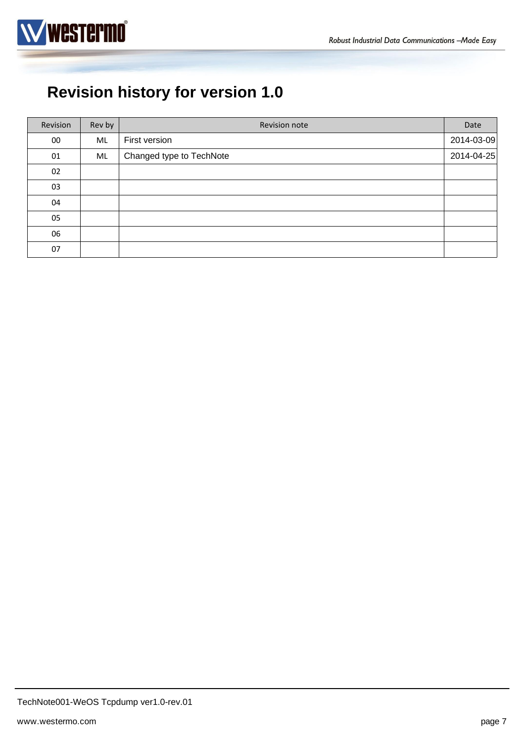# Revision history for version 1.0

| Revision | Rev by | Revision note | Date |
|---|---|---|---|
| 00 | ML | First version | 2014-03-09 |
| 01 | ML | Changed type to TechNote | 2014-04-25 |
| 02 | | | |
| 03 | | | |
| 04 | | | |
| 05 | | | |
| 06 | | | |
| 07 | | | |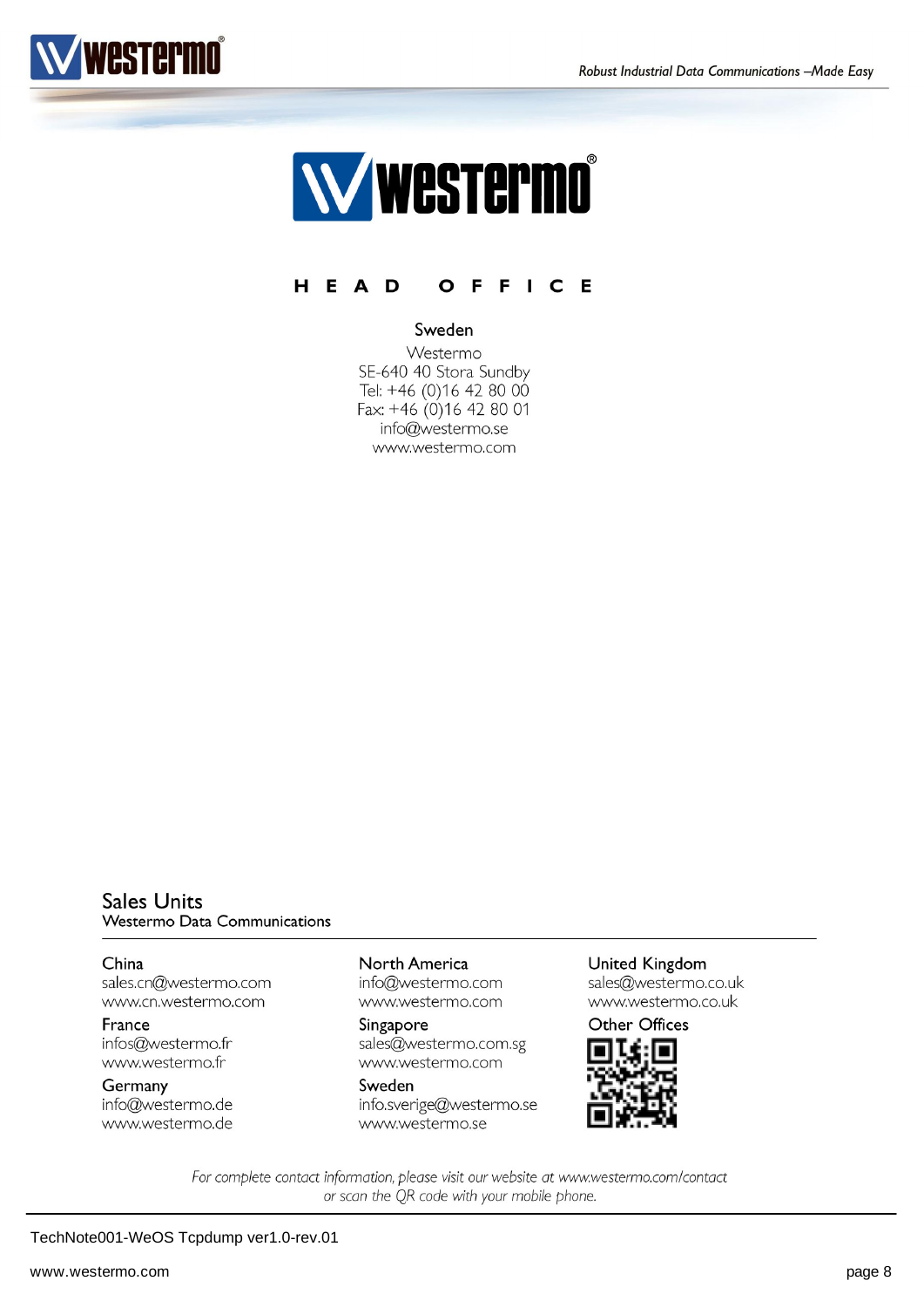## HEAD OFFICE

**Sweden**

Westermo
SE-640 40 Stora Sundby
Tel: +46 (0)16 42 80 00
Fax: +46 (0)16 42 80 01
info@westermo.se
www.westermo.com

## Sales Units

Westermo Data Communications

**China**
sales.cn@westermo.com
www.cn.westermo.com

**France**
infos@westermo.fr
www.westermo.fr

**Germany**
info@westermo.de
www.westermo.de

**North America**
info@westermo.com
www.westermo.com

**Singapore**
sales@westermo.com.sg
www.westermo.com

**Sweden**
info.sverige@westermo.se
www.westermo.se

**United Kingdom**
sales@westermo.co.uk
www.westermo.co.uk

**Other Offices**

*For complete contact information, please visit our website at www.westermo.com/contact or scan the QR code with your mobile phone.*

TechNote001-WeOS Tcpdump ver1.0-rev.01